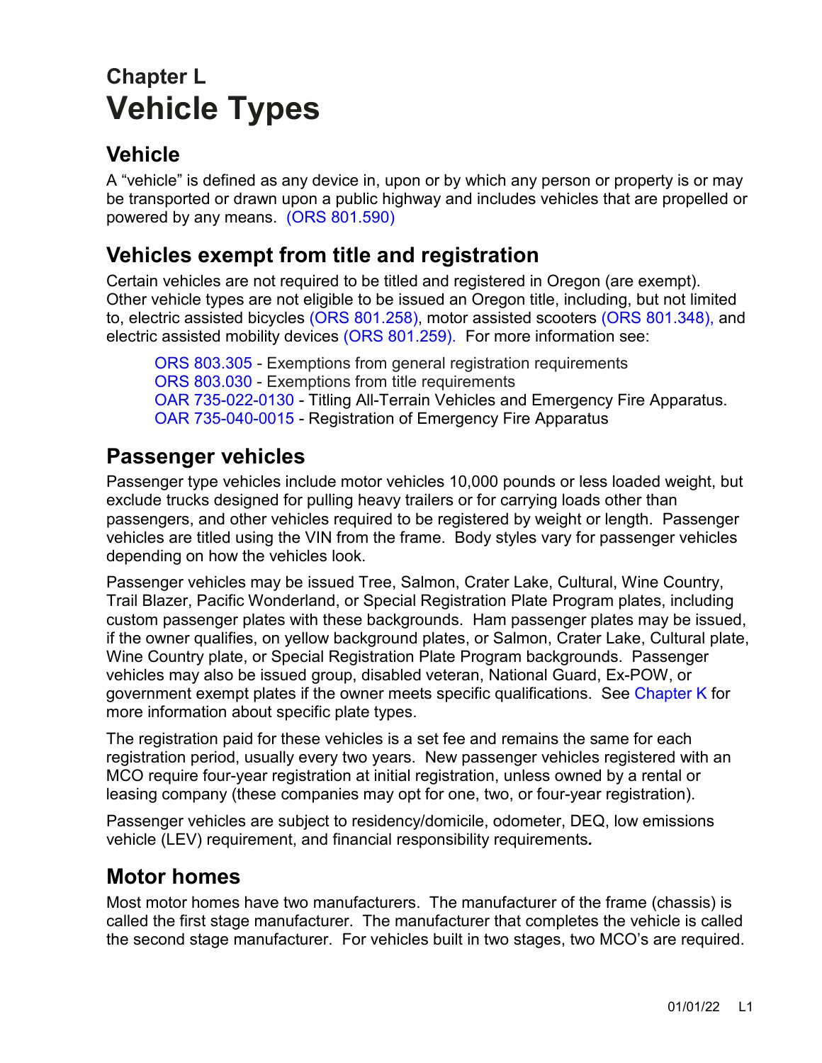# Chapter L
# Vehicle Types

## Vehicle

A "vehicle" is defined as any device in, upon or by which any person or property is or may be transported or drawn upon a public highway and includes vehicles that are propelled or powered by any means. (ORS 801.590)

## Vehicles exempt from title and registration

Certain vehicles are not required to be titled and registered in Oregon (are exempt). Other vehicle types are not eligible to be issued an Oregon title, including, but not limited to, electric assisted bicycles (ORS 801.258), motor assisted scooters (ORS 801.348), and electric assisted mobility devices (ORS 801.259). For more information see:

> ORS 803.305 - Exemptions from general registration requirements
> ORS 803.030 - Exemptions from title requirements
> OAR 735-022-0130 - Titling All-Terrain Vehicles and Emergency Fire Apparatus.
> OAR 735-040-0015 - Registration of Emergency Fire Apparatus

## Passenger vehicles

Passenger type vehicles include motor vehicles 10,000 pounds or less loaded weight, but exclude trucks designed for pulling heavy trailers or for carrying loads other than passengers, and other vehicles required to be registered by weight or length. Passenger vehicles are titled using the VIN from the frame. Body styles vary for passenger vehicles depending on how the vehicles look.

Passenger vehicles may be issued Tree, Salmon, Crater Lake, Cultural, Wine Country, Trail Blazer, Pacific Wonderland, or Special Registration Plate Program plates, including custom passenger plates with these backgrounds. Ham passenger plates may be issued, if the owner qualifies, on yellow background plates, or Salmon, Crater Lake, Cultural plate, Wine Country plate, or Special Registration Plate Program backgrounds. Passenger vehicles may also be issued group, disabled veteran, National Guard, Ex-POW, or government exempt plates if the owner meets specific qualifications. See Chapter K for more information about specific plate types.

The registration paid for these vehicles is a set fee and remains the same for each registration period, usually every two years. New passenger vehicles registered with an MCO require four-year registration at initial registration, unless owned by a rental or leasing company (these companies may opt for one, two, or four-year registration).

Passenger vehicles are subject to residency/domicile, odometer, DEQ, low emissions vehicle (LEV) requirement, and financial responsibility requirements.

## Motor homes

Most motor homes have two manufacturers. The manufacturer of the frame (chassis) is called the first stage manufacturer. The manufacturer that completes the vehicle is called the second stage manufacturer. For vehicles built in two stages, two MCO's are required.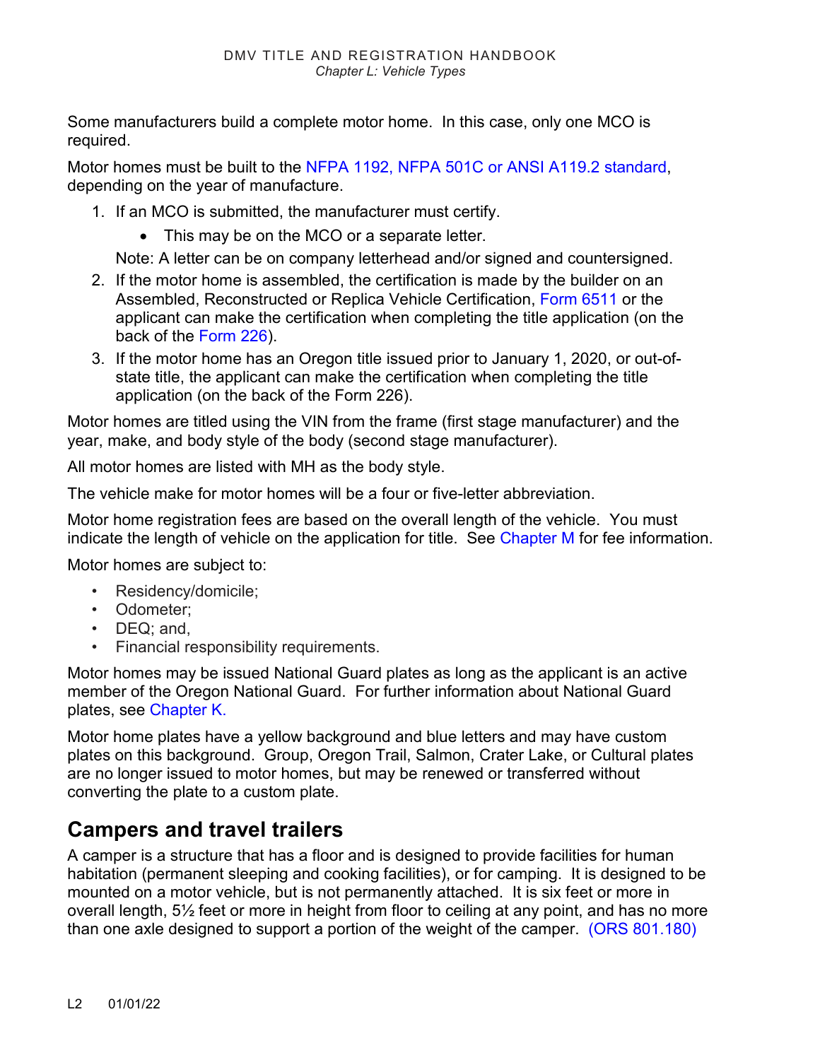Some manufacturers build a complete motor home. In this case, only one MCO is required.

Motor homes must be built to the NFPA 1192, NFPA 501C or ANSI A119.2 standard, depending on the year of manufacture.

1. If an MCO is submitted, the manufacturer must certify.
   - This may be on the MCO or a separate letter.

   Note: A letter can be on company letterhead and/or signed and countersigned.
2. If the motor home is assembled, the certification is made by the builder on an Assembled, Reconstructed or Replica Vehicle Certification, Form 6511 or the applicant can make the certification when completing the title application (on the back of the Form 226).
3. If the motor home has an Oregon title issued prior to January 1, 2020, or out-of-state title, the applicant can make the certification when completing the title application (on the back of the Form 226).

Motor homes are titled using the VIN from the frame (first stage manufacturer) and the year, make, and body style of the body (second stage manufacturer).

All motor homes are listed with MH as the body style.

The vehicle make for motor homes will be a four or five-letter abbreviation.

Motor home registration fees are based on the overall length of the vehicle. You must indicate the length of vehicle on the application for title. See Chapter M for fee information.

Motor homes are subject to:

- Residency/domicile;
- Odometer;
- DEQ; and,
- Financial responsibility requirements.

Motor homes may be issued National Guard plates as long as the applicant is an active member of the Oregon National Guard. For further information about National Guard plates, see Chapter K.

Motor home plates have a yellow background and blue letters and may have custom plates on this background. Group, Oregon Trail, Salmon, Crater Lake, or Cultural plates are no longer issued to motor homes, but may be renewed or transferred without converting the plate to a custom plate.

## Campers and travel trailers

A camper is a structure that has a floor and is designed to provide facilities for human habitation (permanent sleeping and cooking facilities), or for camping. It is designed to be mounted on a motor vehicle, but is not permanently attached. It is six feet or more in overall length, 5½ feet or more in height from floor to ceiling at any point, and has no more than one axle designed to support a portion of the weight of the camper. (ORS 801.180)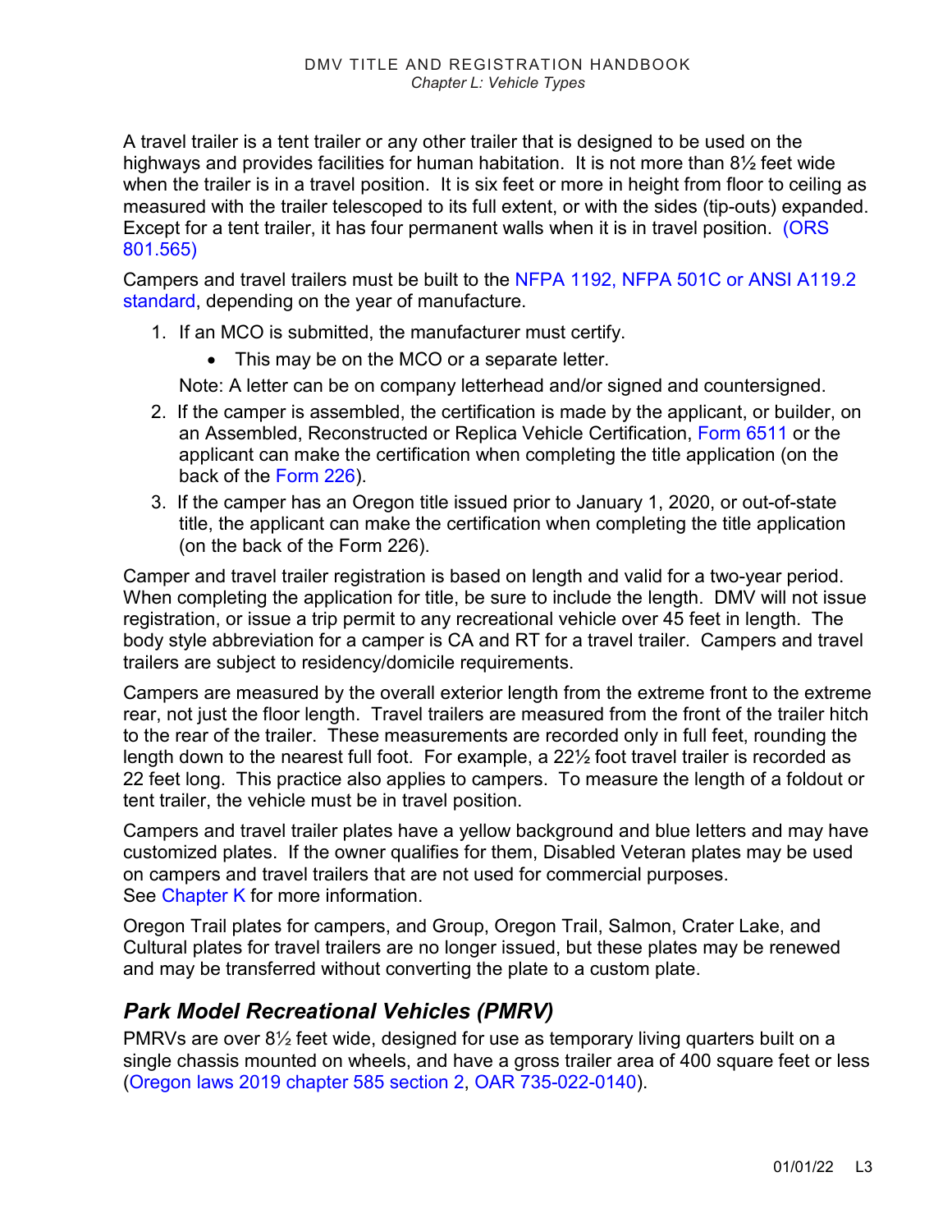A travel trailer is a tent trailer or any other trailer that is designed to be used on the highways and provides facilities for human habitation. It is not more than 8½ feet wide when the trailer is in a travel position. It is six feet or more in height from floor to ceiling as measured with the trailer telescoped to its full extent, or with the sides (tip-outs) expanded. Except for a tent trailer, it has four permanent walls when it is in travel position. (ORS 801.565)

Campers and travel trailers must be built to the NFPA 1192, NFPA 501C or ANSI A119.2 standard, depending on the year of manufacture.

1. If an MCO is submitted, the manufacturer must certify.
   - This may be on the MCO or a separate letter.

   Note: A letter can be on company letterhead and/or signed and countersigned.
2. If the camper is assembled, the certification is made by the applicant, or builder, on an Assembled, Reconstructed or Replica Vehicle Certification, Form 6511 or the applicant can make the certification when completing the title application (on the back of the Form 226).
3. If the camper has an Oregon title issued prior to January 1, 2020, or out-of-state title, the applicant can make the certification when completing the title application (on the back of the Form 226).

Camper and travel trailer registration is based on length and valid for a two-year period. When completing the application for title, be sure to include the length. DMV will not issue registration, or issue a trip permit to any recreational vehicle over 45 feet in length. The body style abbreviation for a camper is CA and RT for a travel trailer. Campers and travel trailers are subject to residency/domicile requirements.

Campers are measured by the overall exterior length from the extreme front to the extreme rear, not just the floor length. Travel trailers are measured from the front of the trailer hitch to the rear of the trailer. These measurements are recorded only in full feet, rounding the length down to the nearest full foot. For example, a 22½ foot travel trailer is recorded as 22 feet long. This practice also applies to campers. To measure the length of a foldout or tent trailer, the vehicle must be in travel position.

Campers and travel trailer plates have a yellow background and blue letters and may have customized plates. If the owner qualifies for them, Disabled Veteran plates may be used on campers and travel trailers that are not used for commercial purposes.
See Chapter K for more information.

Oregon Trail plates for campers, and Group, Oregon Trail, Salmon, Crater Lake, and Cultural plates for travel trailers are no longer issued, but these plates may be renewed and may be transferred without converting the plate to a custom plate.

## *Park Model Recreational Vehicles (PMRV)*

PMRVs are over 8½ feet wide, designed for use as temporary living quarters built on a single chassis mounted on wheels, and have a gross trailer area of 400 square feet or less (Oregon laws 2019 chapter 585 section 2, OAR 735-022-0140).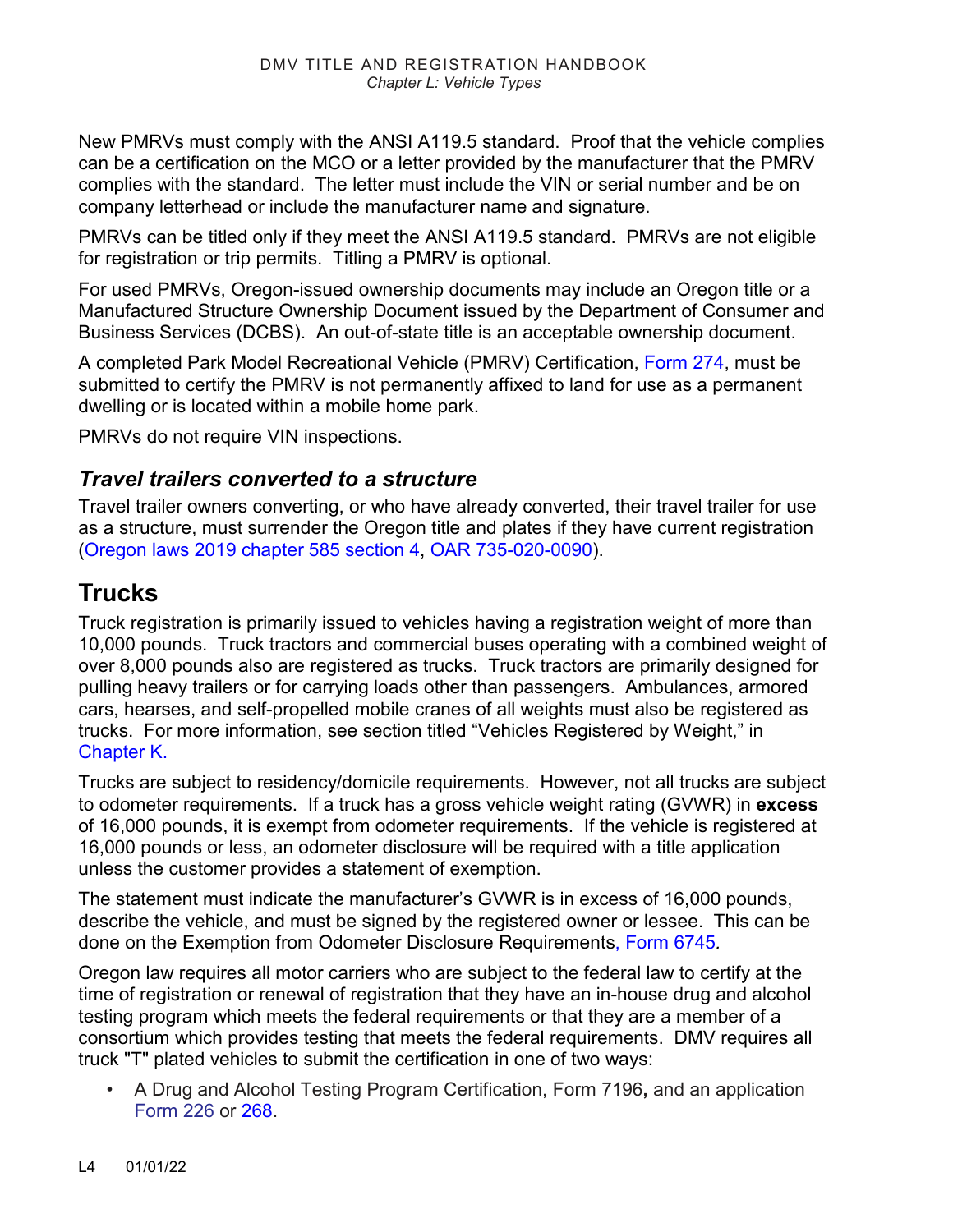New PMRVs must comply with the ANSI A119.5 standard. Proof that the vehicle complies can be a certification on the MCO or a letter provided by the manufacturer that the PMRV complies with the standard. The letter must include the VIN or serial number and be on company letterhead or include the manufacturer name and signature.

PMRVs can be titled only if they meet the ANSI A119.5 standard. PMRVs are not eligible for registration or trip permits. Titling a PMRV is optional.

For used PMRVs, Oregon-issued ownership documents may include an Oregon title or a Manufactured Structure Ownership Document issued by the Department of Consumer and Business Services (DCBS). An out-of-state title is an acceptable ownership document.

A completed Park Model Recreational Vehicle (PMRV) Certification, Form 274, must be submitted to certify the PMRV is not permanently affixed to land for use as a permanent dwelling or is located within a mobile home park.

PMRVs do not require VIN inspections.

### *Travel trailers converted to a structure*

Travel trailer owners converting, or who have already converted, their travel trailer for use as a structure, must surrender the Oregon title and plates if they have current registration (Oregon laws 2019 chapter 585 section 4, OAR 735-020-0090).

## Trucks

Truck registration is primarily issued to vehicles having a registration weight of more than 10,000 pounds. Truck tractors and commercial buses operating with a combined weight of over 8,000 pounds also are registered as trucks. Truck tractors are primarily designed for pulling heavy trailers or for carrying loads other than passengers. Ambulances, armored cars, hearses, and self-propelled mobile cranes of all weights must also be registered as trucks. For more information, see section titled "Vehicles Registered by Weight," in Chapter K.

Trucks are subject to residency/domicile requirements. However, not all trucks are subject to odometer requirements. If a truck has a gross vehicle weight rating (GVWR) in **excess** of 16,000 pounds, it is exempt from odometer requirements. If the vehicle is registered at 16,000 pounds or less, an odometer disclosure will be required with a title application unless the customer provides a statement of exemption.

The statement must indicate the manufacturer's GVWR is in excess of 16,000 pounds, describe the vehicle, and must be signed by the registered owner or lessee. This can be done on the Exemption from Odometer Disclosure Requirements, Form 6745.

Oregon law requires all motor carriers who are subject to the federal law to certify at the time of registration or renewal of registration that they have an in-house drug and alcohol testing program which meets the federal requirements or that they are a member of a consortium which provides testing that meets the federal requirements. DMV requires all truck "T" plated vehicles to submit the certification in one of two ways:

- A Drug and Alcohol Testing Program Certification, Form 7196**,** and an application Form 226 or 268.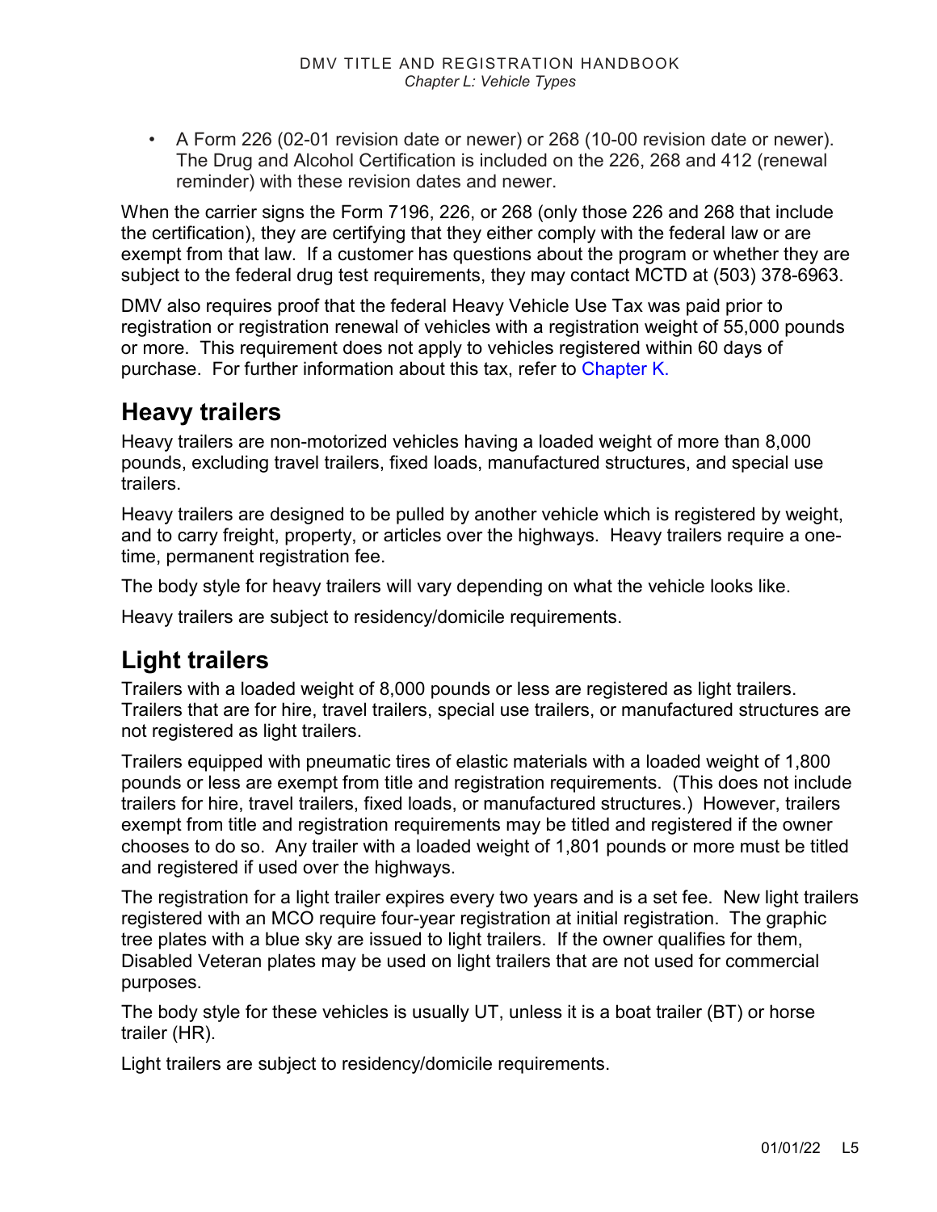- A Form 226 (02-01 revision date or newer) or 268 (10-00 revision date or newer). The Drug and Alcohol Certification is included on the 226, 268 and 412 (renewal reminder) with these revision dates and newer.

When the carrier signs the Form 7196, 226, or 268 (only those 226 and 268 that include the certification), they are certifying that they either comply with the federal law or are exempt from that law. If a customer has questions about the program or whether they are subject to the federal drug test requirements, they may contact MCTD at (503) 378-6963.

DMV also requires proof that the federal Heavy Vehicle Use Tax was paid prior to registration or registration renewal of vehicles with a registration weight of 55,000 pounds or more. This requirement does not apply to vehicles registered within 60 days of purchase. For further information about this tax, refer to Chapter K.

## Heavy trailers

Heavy trailers are non-motorized vehicles having a loaded weight of more than 8,000 pounds, excluding travel trailers, fixed loads, manufactured structures, and special use trailers.

Heavy trailers are designed to be pulled by another vehicle which is registered by weight, and to carry freight, property, or articles over the highways. Heavy trailers require a one-time, permanent registration fee.

The body style for heavy trailers will vary depending on what the vehicle looks like.

Heavy trailers are subject to residency/domicile requirements.

## Light trailers

Trailers with a loaded weight of 8,000 pounds or less are registered as light trailers. Trailers that are for hire, travel trailers, special use trailers, or manufactured structures are not registered as light trailers.

Trailers equipped with pneumatic tires of elastic materials with a loaded weight of 1,800 pounds or less are exempt from title and registration requirements. (This does not include trailers for hire, travel trailers, fixed loads, or manufactured structures.) However, trailers exempt from title and registration requirements may be titled and registered if the owner chooses to do so. Any trailer with a loaded weight of 1,801 pounds or more must be titled and registered if used over the highways.

The registration for a light trailer expires every two years and is a set fee. New light trailers registered with an MCO require four-year registration at initial registration. The graphic tree plates with a blue sky are issued to light trailers. If the owner qualifies for them, Disabled Veteran plates may be used on light trailers that are not used for commercial purposes.

The body style for these vehicles is usually UT, unless it is a boat trailer (BT) or horse trailer (HR).

Light trailers are subject to residency/domicile requirements.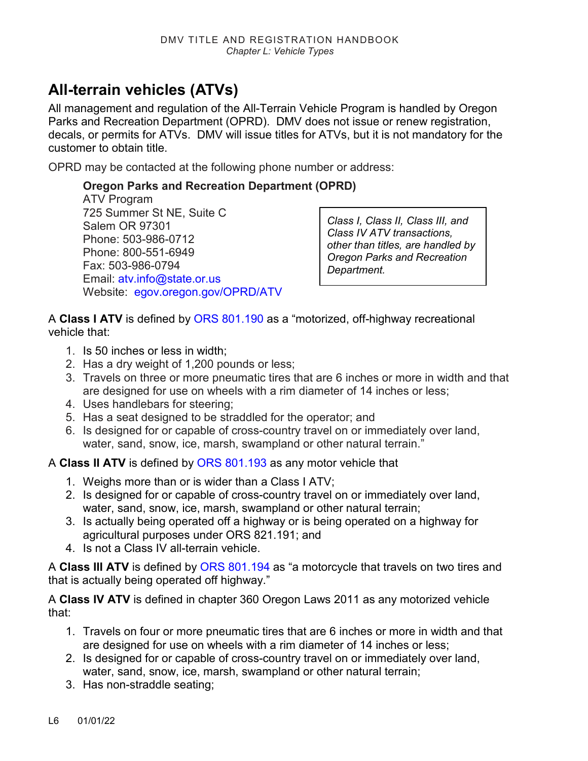## All-terrain vehicles (ATVs)

All management and regulation of the All-Terrain Vehicle Program is handled by Oregon Parks and Recreation Department (OPRD). DMV does not issue or renew registration, decals, or permits for ATVs. DMV will issue titles for ATVs, but it is not mandatory for the customer to obtain title.

OPRD may be contacted at the following phone number or address:

**Oregon Parks and Recreation Department (OPRD)**
ATV Program
725 Summer St NE, Suite C
Salem OR 97301
Phone: 503-986-0712
Phone: 800-551-6949
Fax: 503-986-0794
Email: atv.info@state.or.us
Website: egov.oregon.gov/OPRD/ATV

*Class I, Class II, Class III, and Class IV ATV transactions, other than titles, are handled by Oregon Parks and Recreation Department.*

A **Class I ATV** is defined by ORS 801.190 as a "motorized, off-highway recreational vehicle that:

1. Is 50 inches or less in width;
2. Has a dry weight of 1,200 pounds or less;
3. Travels on three or more pneumatic tires that are 6 inches or more in width and that are designed for use on wheels with a rim diameter of 14 inches or less;
4. Uses handlebars for steering;
5. Has a seat designed to be straddled for the operator; and
6. Is designed for or capable of cross-country travel on or immediately over land, water, sand, snow, ice, marsh, swampland or other natural terrain."

A **Class II ATV** is defined by ORS 801.193 as any motor vehicle that

1. Weighs more than or is wider than a Class I ATV;
2. Is designed for or capable of cross-country travel on or immediately over land, water, sand, snow, ice, marsh, swampland or other natural terrain;
3. Is actually being operated off a highway or is being operated on a highway for agricultural purposes under ORS 821.191; and
4. Is not a Class IV all-terrain vehicle.

A **Class III ATV** is defined by ORS 801.194 as "a motorcycle that travels on two tires and that is actually being operated off highway."

A **Class IV ATV** is defined in chapter 360 Oregon Laws 2011 as any motorized vehicle that:

1. Travels on four or more pneumatic tires that are 6 inches or more in width and that are designed for use on wheels with a rim diameter of 14 inches or less;
2. Is designed for or capable of cross-country travel on or immediately over land, water, sand, snow, ice, marsh, swampland or other natural terrain;
3. Has non-straddle seating;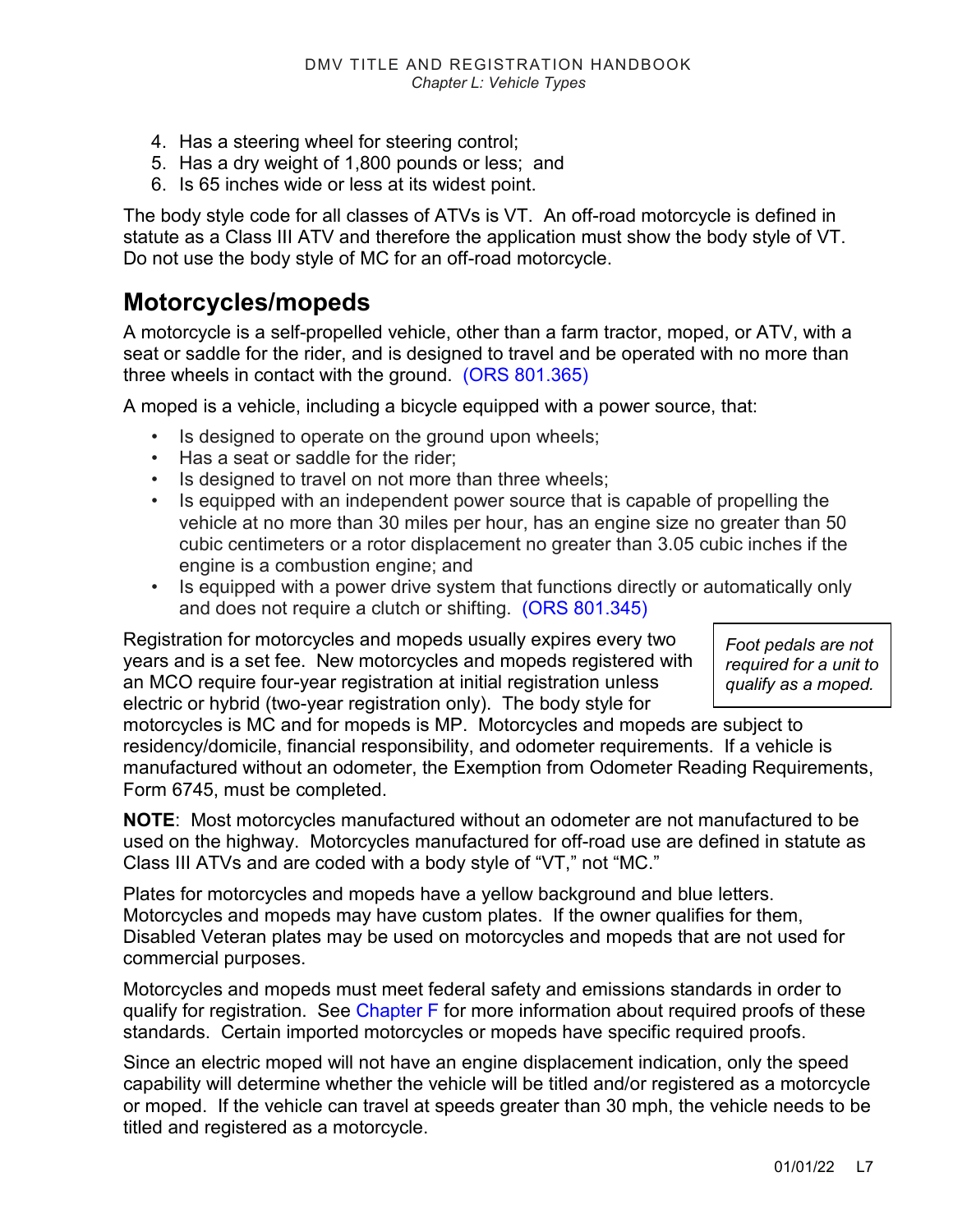4. Has a steering wheel for steering control;
5. Has a dry weight of 1,800 pounds or less; and
6. Is 65 inches wide or less at its widest point.

The body style code for all classes of ATVs is VT. An off-road motorcycle is defined in statute as a Class III ATV and therefore the application must show the body style of VT. Do not use the body style of MC for an off-road motorcycle.

## Motorcycles/mopeds

A motorcycle is a self-propelled vehicle, other than a farm tractor, moped, or ATV, with a seat or saddle for the rider, and is designed to travel and be operated with no more than three wheels in contact with the ground. (ORS 801.365)

A moped is a vehicle, including a bicycle equipped with a power source, that:

- Is designed to operate on the ground upon wheels;
- Has a seat or saddle for the rider;
- Is designed to travel on not more than three wheels;
- Is equipped with an independent power source that is capable of propelling the vehicle at no more than 30 miles per hour, has an engine size no greater than 50 cubic centimeters or a rotor displacement no greater than 3.05 cubic inches if the engine is a combustion engine; and
- Is equipped with a power drive system that functions directly or automatically only and does not require a clutch or shifting. (ORS 801.345)

*Foot pedals are not required for a unit to qualify as a moped.*

Registration for motorcycles and mopeds usually expires every two years and is a set fee. New motorcycles and mopeds registered with an MCO require four-year registration at initial registration unless electric or hybrid (two-year registration only). The body style for motorcycles is MC and for mopeds is MP. Motorcycles and mopeds are subject to residency/domicile, financial responsibility, and odometer requirements. If a vehicle is manufactured without an odometer, the Exemption from Odometer Reading Requirements, Form 6745, must be completed.

**NOTE**: Most motorcycles manufactured without an odometer are not manufactured to be used on the highway. Motorcycles manufactured for off-road use are defined in statute as Class III ATVs and are coded with a body style of "VT," not "MC."

Plates for motorcycles and mopeds have a yellow background and blue letters. Motorcycles and mopeds may have custom plates. If the owner qualifies for them, Disabled Veteran plates may be used on motorcycles and mopeds that are not used for commercial purposes.

Motorcycles and mopeds must meet federal safety and emissions standards in order to qualify for registration. See Chapter F for more information about required proofs of these standards. Certain imported motorcycles or mopeds have specific required proofs.

Since an electric moped will not have an engine displacement indication, only the speed capability will determine whether the vehicle will be titled and/or registered as a motorcycle or moped. If the vehicle can travel at speeds greater than 30 mph, the vehicle needs to be titled and registered as a motorcycle.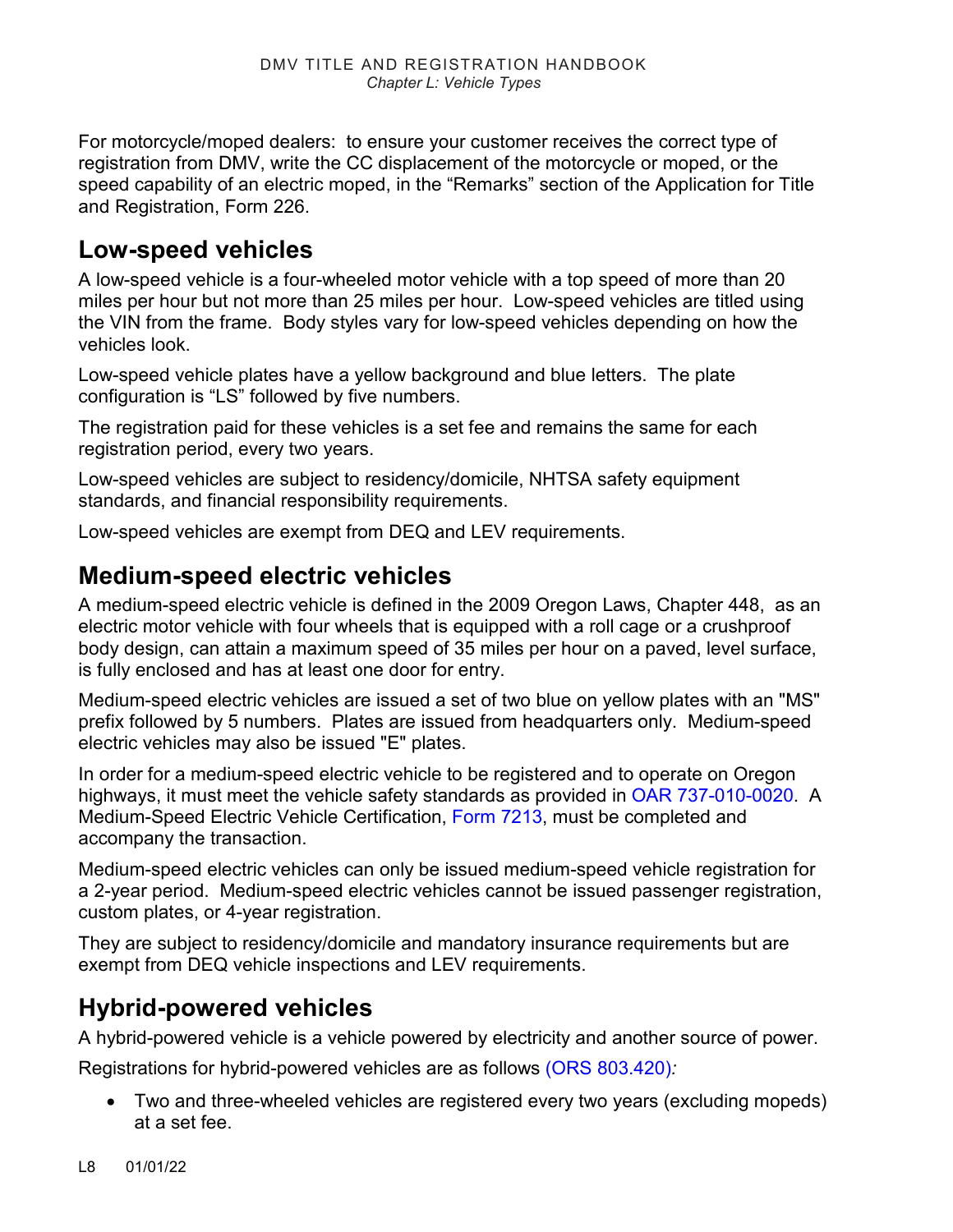For motorcycle/moped dealers: to ensure your customer receives the correct type of registration from DMV, write the CC displacement of the motorcycle or moped, or the speed capability of an electric moped, in the “Remarks” section of the Application for Title and Registration, Form 226.

## Low-speed vehicles

A low-speed vehicle is a four-wheeled motor vehicle with a top speed of more than 20 miles per hour but not more than 25 miles per hour. Low-speed vehicles are titled using the VIN from the frame. Body styles vary for low-speed vehicles depending on how the vehicles look.

Low-speed vehicle plates have a yellow background and blue letters. The plate configuration is “LS” followed by five numbers.

The registration paid for these vehicles is a set fee and remains the same for each registration period, every two years.

Low-speed vehicles are subject to residency/domicile, NHTSA safety equipment standards, and financial responsibility requirements.

Low-speed vehicles are exempt from DEQ and LEV requirements.

## Medium-speed electric vehicles

A medium-speed electric vehicle is defined in the 2009 Oregon Laws, Chapter 448, as an electric motor vehicle with four wheels that is equipped with a roll cage or a crushproof body design, can attain a maximum speed of 35 miles per hour on a paved, level surface, is fully enclosed and has at least one door for entry.

Medium-speed electric vehicles are issued a set of two blue on yellow plates with an "MS" prefix followed by 5 numbers. Plates are issued from headquarters only. Medium-speed electric vehicles may also be issued "E" plates.

In order for a medium-speed electric vehicle to be registered and to operate on Oregon highways, it must meet the vehicle safety standards as provided in OAR 737-010-0020. A Medium-Speed Electric Vehicle Certification, Form 7213, must be completed and accompany the transaction.

Medium-speed electric vehicles can only be issued medium-speed vehicle registration for a 2-year period. Medium-speed electric vehicles cannot be issued passenger registration, custom plates, or 4-year registration.

They are subject to residency/domicile and mandatory insurance requirements but are exempt from DEQ vehicle inspections and LEV requirements.

## Hybrid-powered vehicles

A hybrid-powered vehicle is a vehicle powered by electricity and another source of power.

Registrations for hybrid-powered vehicles are as follows (ORS 803.420)*:*

- Two and three-wheeled vehicles are registered every two years (excluding mopeds) at a set fee.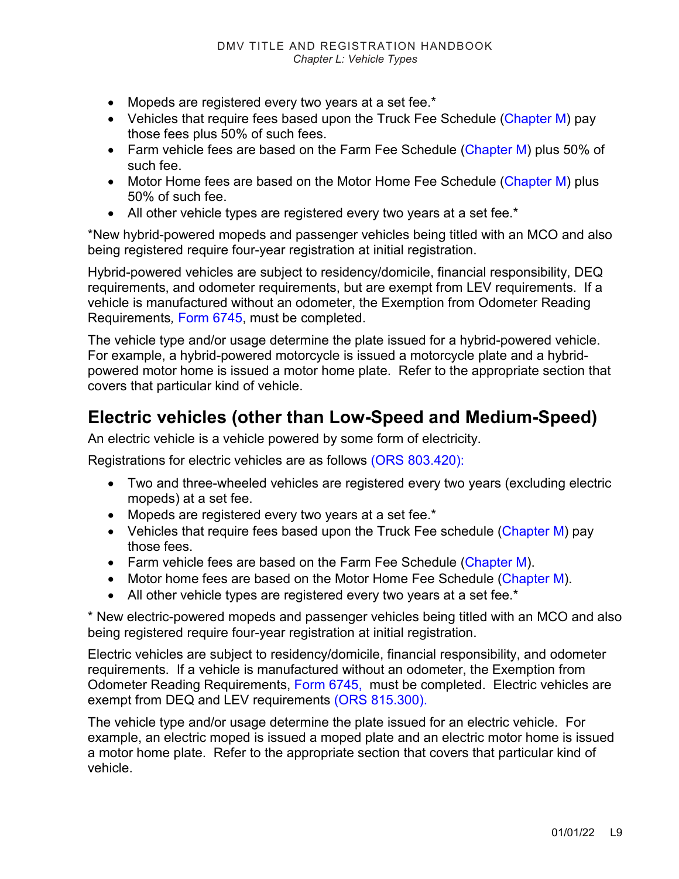- Mopeds are registered every two years at a set fee.*
- Vehicles that require fees based upon the Truck Fee Schedule (Chapter M) pay those fees plus 50% of such fees.
- Farm vehicle fees are based on the Farm Fee Schedule (Chapter M) plus 50% of such fee.
- Motor Home fees are based on the Motor Home Fee Schedule (Chapter M) plus 50% of such fee.
- All other vehicle types are registered every two years at a set fee.*

*New hybrid-powered mopeds and passenger vehicles being titled with an MCO and also being registered require four-year registration at initial registration.

Hybrid-powered vehicles are subject to residency/domicile, financial responsibility, DEQ requirements, and odometer requirements, but are exempt from LEV requirements. If a vehicle is manufactured without an odometer, the Exemption from Odometer Reading Requirements*,* Form 6745, must be completed.

The vehicle type and/or usage determine the plate issued for a hybrid-powered vehicle. For example, a hybrid-powered motorcycle is issued a motorcycle plate and a hybrid-powered motor home is issued a motor home plate. Refer to the appropriate section that covers that particular kind of vehicle.

## Electric vehicles (other than Low-Speed and Medium-Speed)

An electric vehicle is a vehicle powered by some form of electricity.

Registrations for electric vehicles are as follows (ORS 803.420):

- Two and three-wheeled vehicles are registered every two years (excluding electric mopeds) at a set fee.
- Mopeds are registered every two years at a set fee.*
- Vehicles that require fees based upon the Truck Fee schedule (Chapter M) pay those fees.
- Farm vehicle fees are based on the Farm Fee Schedule (Chapter M).
- Motor home fees are based on the Motor Home Fee Schedule (Chapter M).
- All other vehicle types are registered every two years at a set fee.*

\* New electric-powered mopeds and passenger vehicles being titled with an MCO and also being registered require four-year registration at initial registration.

Electric vehicles are subject to residency/domicile, financial responsibility, and odometer requirements. If a vehicle is manufactured without an odometer, the Exemption from Odometer Reading Requirements, Form 6745, must be completed. Electric vehicles are exempt from DEQ and LEV requirements (ORS 815.300).

The vehicle type and/or usage determine the plate issued for an electric vehicle. For example, an electric moped is issued a moped plate and an electric motor home is issued a motor home plate. Refer to the appropriate section that covers that particular kind of vehicle.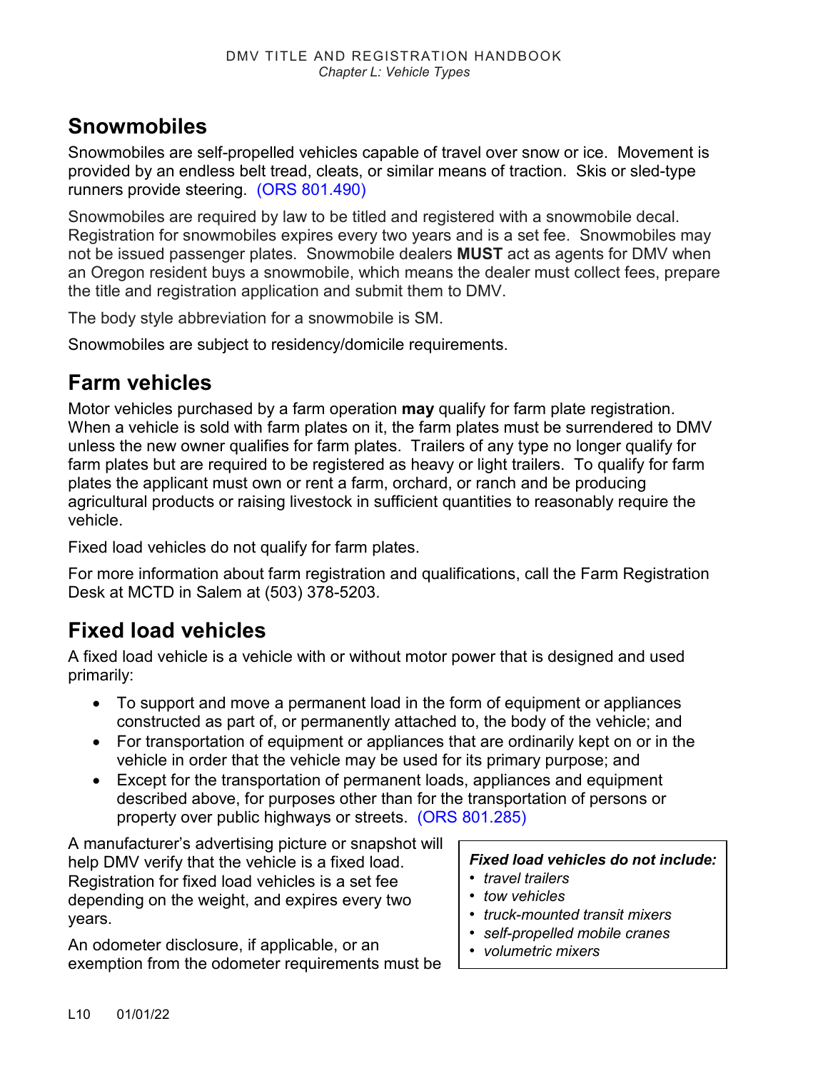## Snowmobiles

Snowmobiles are self-propelled vehicles capable of travel over snow or ice. Movement is provided by an endless belt tread, cleats, or similar means of traction. Skis or sled-type runners provide steering. (ORS 801.490)

Snowmobiles are required by law to be titled and registered with a snowmobile decal. Registration for snowmobiles expires every two years and is a set fee. Snowmobiles may not be issued passenger plates. Snowmobile dealers **MUST** act as agents for DMV when an Oregon resident buys a snowmobile, which means the dealer must collect fees, prepare the title and registration application and submit them to DMV.

The body style abbreviation for a snowmobile is SM.

Snowmobiles are subject to residency/domicile requirements.

## Farm vehicles

Motor vehicles purchased by a farm operation **may** qualify for farm plate registration. When a vehicle is sold with farm plates on it, the farm plates must be surrendered to DMV unless the new owner qualifies for farm plates. Trailers of any type no longer qualify for farm plates but are required to be registered as heavy or light trailers. To qualify for farm plates the applicant must own or rent a farm, orchard, or ranch and be producing agricultural products or raising livestock in sufficient quantities to reasonably require the vehicle.

Fixed load vehicles do not qualify for farm plates.

For more information about farm registration and qualifications, call the Farm Registration Desk at MCTD in Salem at (503) 378-5203.

## Fixed load vehicles

A fixed load vehicle is a vehicle with or without motor power that is designed and used primarily:

- To support and move a permanent load in the form of equipment or appliances constructed as part of, or permanently attached to, the body of the vehicle; and
- For transportation of equipment or appliances that are ordinarily kept on or in the vehicle in order that the vehicle may be used for its primary purpose; and
- Except for the transportation of permanent loads, appliances and equipment described above, for purposes other than for the transportation of persons or property over public highways or streets. (ORS 801.285)

A manufacturer's advertising picture or snapshot will help DMV verify that the vehicle is a fixed load. Registration for fixed load vehicles is a set fee depending on the weight, and expires every two years.

***Fixed load vehicles do not include:***
- *travel trailers*
- *tow vehicles*
- *truck-mounted transit mixers*
- *self-propelled mobile cranes*
- *volumetric mixers*

An odometer disclosure, if applicable, or an exemption from the odometer requirements must be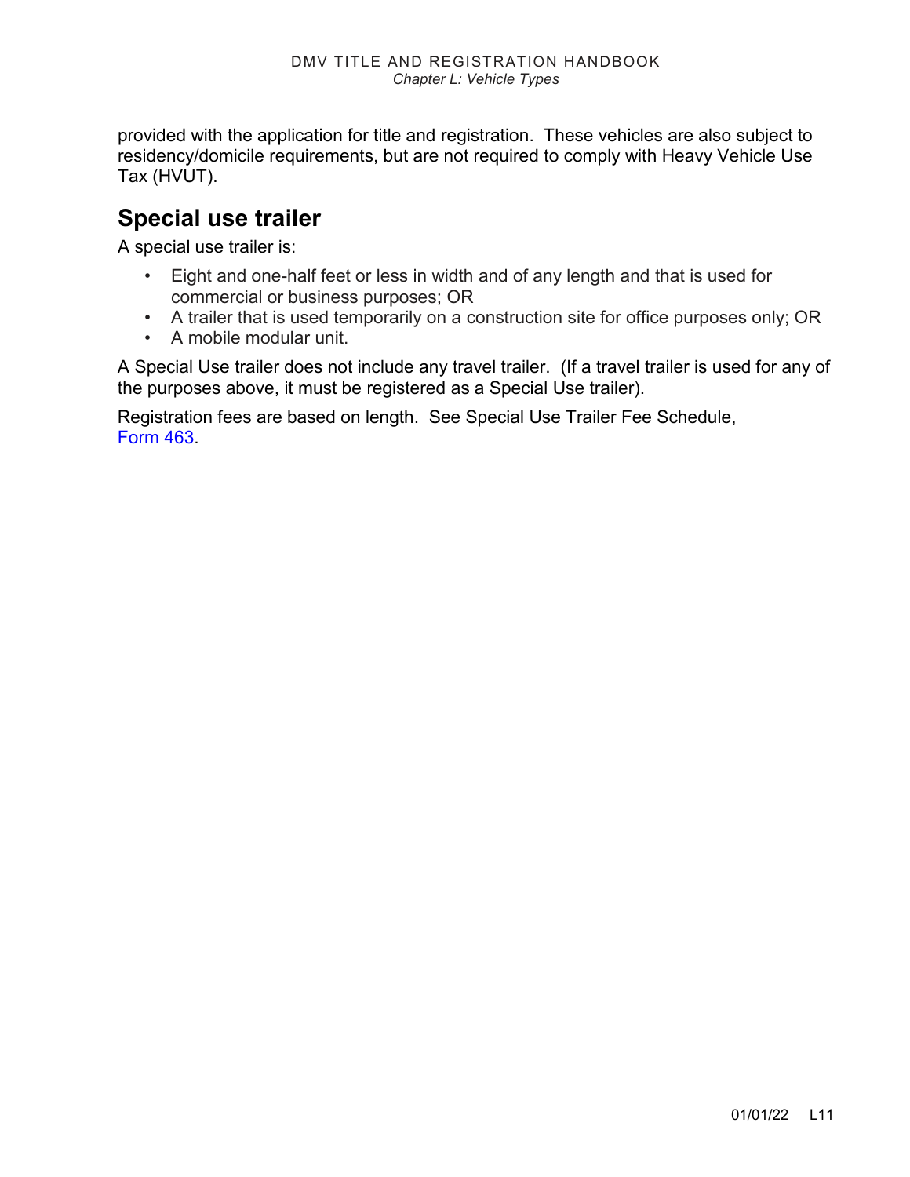provided with the application for title and registration.  These vehicles are also subject to residency/domicile requirements, but are not required to comply with Heavy Vehicle Use Tax (HVUT).

## Special use trailer

A special use trailer is:

- Eight and one-half feet or less in width and of any length and that is used for commercial or business purposes; OR
- A trailer that is used temporarily on a construction site for office purposes only; OR
- A mobile modular unit.

A Special Use trailer does not include any travel trailer.  (If a travel trailer is used for any of the purposes above, it must be registered as a Special Use trailer).

Registration fees are based on length.  See Special Use Trailer Fee Schedule, Form 463.